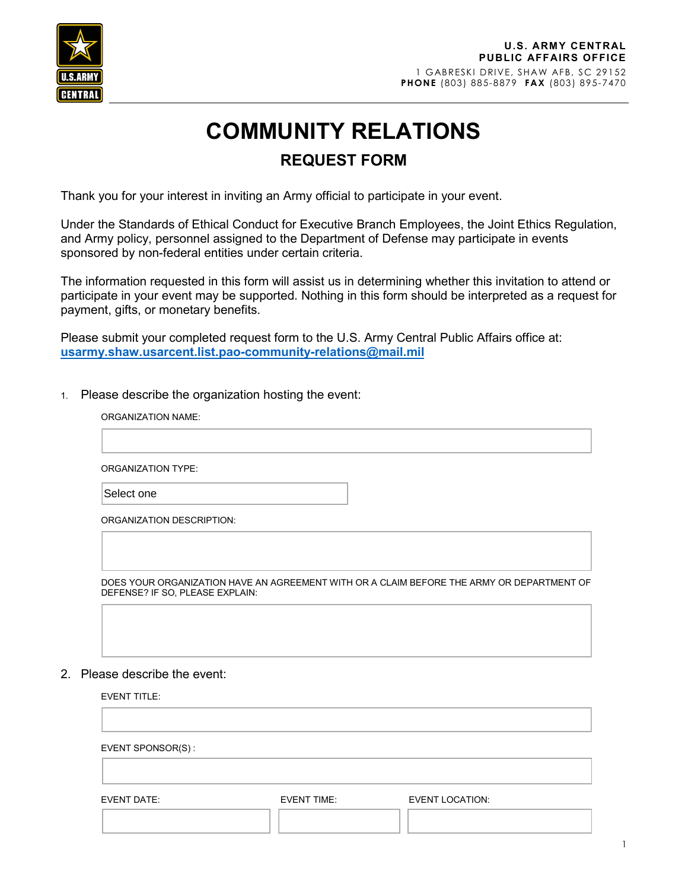**U.S. ARMY CENTRAL**
**PUBLIC AFFAIRS OFFICE**
1 GABRESKI DRIVE, SHAW AFB, SC 29152
**PHONE** (803) 885-8879 **FAX** (803) 895-7470

# COMMUNITY RELATIONS

## REQUEST FORM

Thank you for your interest in inviting an Army official to participate in your event.

Under the Standards of Ethical Conduct for Executive Branch Employees, the Joint Ethics Regulation, and Army policy, personnel assigned to the Department of Defense may participate in events sponsored by non-federal entities under certain criteria.

The information requested in this form will assist us in determining whether this invitation to attend or participate in your event may be supported. Nothing in this form should be interpreted as a request for payment, gifts, or monetary benefits.

Please submit your completed request form to the U.S. Army Central Public Affairs office at:
**usarmy.shaw.usarcent.list.pao-community-relations@mail.mil**

1. Please describe the organization hosting the event:

   ORGANIZATION NAME:

   ORGANIZATION TYPE:

   Select one

   ORGANIZATION DESCRIPTION:

   DOES YOUR ORGANIZATION HAVE AN AGREEMENT WITH OR A CLAIM BEFORE THE ARMY OR DEPARTMENT OF DEFENSE? IF SO, PLEASE EXPLAIN:

2. Please describe the event:

   EVENT TITLE:

   EVENT SPONSOR(S) :

   EVENT DATE: | EVENT TIME: | EVENT LOCATION: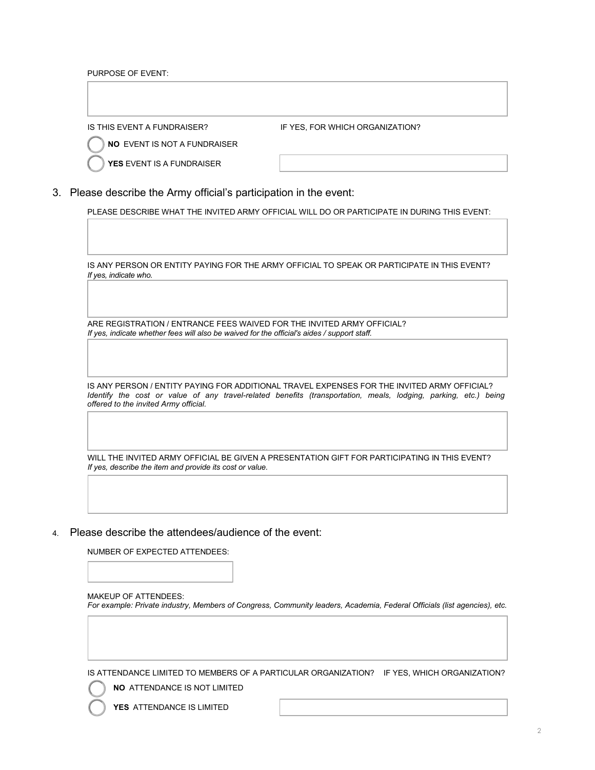PURPOSE OF EVENT:

IS THIS EVENT A FUNDRAISER? IF YES, FOR WHICH ORGANIZATION?

- **NO** EVENT IS NOT A FUNDRAISER
- **YES** EVENT IS A FUNDRAISER

3. Please describe the Army official's participation in the event:

PLEASE DESCRIBE WHAT THE INVITED ARMY OFFICIAL WILL DO OR PARTICIPATE IN DURING THIS EVENT:

IS ANY PERSON OR ENTITY PAYING FOR THE ARMY OFFICIAL TO SPEAK OR PARTICIPATE IN THIS EVENT?
*If yes, indicate who.*

ARE REGISTRATION / ENTRANCE FEES WAIVED FOR THE INVITED ARMY OFFICIAL?
*If yes, indicate whether fees will also be waived for the official's aides / support staff.*

IS ANY PERSON / ENTITY PAYING FOR ADDITIONAL TRAVEL EXPENSES FOR THE INVITED ARMY OFFICIAL?
*Identify the cost or value of any travel-related benefits (transportation, meals, lodging, parking, etc.) being offered to the invited Army official.*

WILL THE INVITED ARMY OFFICIAL BE GIVEN A PRESENTATION GIFT FOR PARTICIPATING IN THIS EVENT?
*If yes, describe the item and provide its cost or value.*

4. Please describe the attendees/audience of the event:

NUMBER OF EXPECTED ATTENDEES:

MAKEUP OF ATTENDEES:
*For example: Private industry, Members of Congress, Community leaders, Academia, Federal Officials (list agencies), etc.*

IS ATTENDANCE LIMITED TO MEMBERS OF A PARTICULAR ORGANIZATION? IF YES, WHICH ORGANIZATION?

- **NO** ATTENDANCE IS NOT LIMITED
- **YES** ATTENDANCE IS LIMITED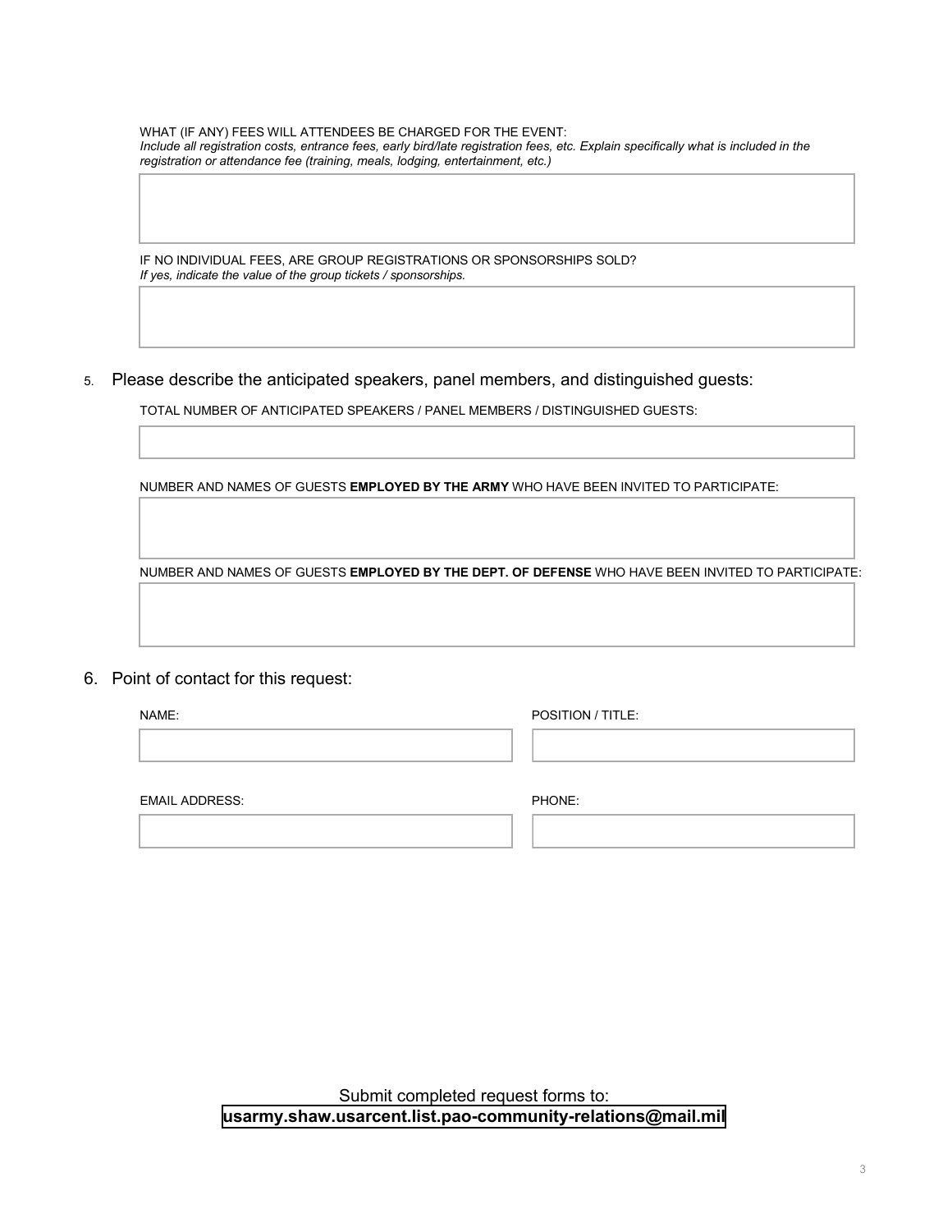WHAT (IF ANY) FEES WILL ATTENDEES BE CHARGED FOR THE EVENT:
*Include all registration costs, entrance fees, early bird/late registration fees, etc. Explain specifically what is included in the registration or attendance fee (training, meals, lodging, entertainment, etc.)*

IF NO INDIVIDUAL FEES, ARE GROUP REGISTRATIONS OR SPONSORSHIPS SOLD?
*If yes, indicate the value of the group tickets / sponsorships.*

5. Please describe the anticipated speakers, panel members, and distinguished guests:

TOTAL NUMBER OF ANTICIPATED SPEAKERS / PANEL MEMBERS / DISTINGUISHED GUESTS:

NUMBER AND NAMES OF GUESTS **EMPLOYED BY THE ARMY** WHO HAVE BEEN INVITED TO PARTICIPATE:

NUMBER AND NAMES OF GUESTS **EMPLOYED BY THE DEPT. OF DEFENSE** WHO HAVE BEEN INVITED TO PARTICIPATE:

6. Point of contact for this request:

NAME:

POSITION / TITLE:

EMAIL ADDRESS:

PHONE:

Submit completed request forms to:
**usarmy.shaw.usarcent.list.pao-community-relations@mail.mil**